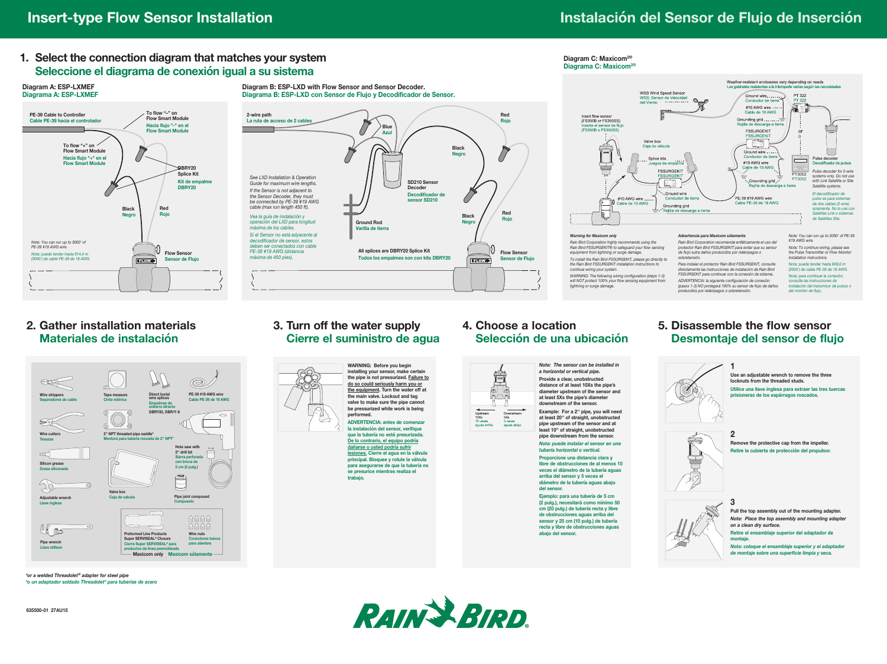# Insert-type Flow Sensor Installation

# Instalación del Sensor de Flujo de Inserción

## 1. Select the connection diagram that matches your system

## Seleccione el diagrama de conexión igual a su sistema

### Diagram A: ESP-LXMEF
### Diagrama A: ESP-LXMEF

PE-39 Cable to Controller
Cable PE-39 hacia el controlador

To flow "–" on Flow Smart Module
Hacia flujo "–" en el Flow Smart Module

To flow "+" on Flow Smart Module
Hacia flujo "+" en el Flow Smart Module

DBRY20 Splice Kit
Kit de empalme DBRY20

Black
Negro

Red
Rojo

Note: You can run up to 3000' of PE-39 #19 AWG wire.

Nota: puede tender hasta 914,4 m (3000') de cable PE-39 de 19 AWG.

Flow Sensor
Sensor de Flujo

### Diagram B: ESP-LXD with Flow Sensor and Sensor Decoder.
### Diagrama B: ESP-LXD con Sensor de Flujo y Decodificador de Sensor.

2-wire path
La ruta de acceso de 2 cables

Blue
Azul

Red
Rojo

Black
Negro

See LXD Installation & Operation Guide for maximum wire lengths.

If the Sensor is not adjacent to the Sensor Decoder, they must be connected by PE-39 #19 AWG cable (max run length 450 ft).

Vea la guía de instalación y operación del LXD para longitud máxima de los cables.

Si el Sensor no está adyacente al decodificador de sensor, estos deben ser conectados con cable PE-39 #19 AWG (distancia máxima de 450 pies).

SD210 Sensor Decoder
Decodificador de sensor SD210

Ground Rod
Varilla de tierra

Black
Negro

Red
Rojo

All splices are DBRY20 Splice Kit
Todos los empalmes son con kits DBRY20

Flow Sensor
Sensor de Flujo

### Diagram C: Maxicom²®
### Diagrama C: Maxicom²®

Weather-resistant enclosures vary depending on needs
Los gabinetes resistentes a la intemperie varían según las necesidades

WSS Wind Speed Sensor
WSS: Sensor de Velocidad del Viento

Ground wire
Conductor de tierra

#10 AWG wire
Cable de 10 AWG

PT 322
PT 322

Grounding grid
Rejilla de descarga a tierra

Insert flow sensor (FS350B or FS350SS)
Inserte el sensor de flujo (FS350B o FS350SS)

FSSURGEKIT
FSSURGEKIT

or
o

Valve box
Caja de válvula

Ground wire
Conductor de tierra

#10 AWG wire
Cable de 10 AWG

Splice kits
Juegos de empalme

FSSURGEKIT
FSSURGEKIT

PT3002
PT3002

Grounding grid
Rejilla de descarga a tierra

Pulse decoder
Decodificador de pulsos

Pulse decoder for 2-wire systems only. Do not use with Link Satellite or Site Satellite systems.

El decodificador de pulso es para sistemas de dos cables (2-wire) solamente. No lo use con Satélites Link o sistemas de Satélites Site.

#10 AWG wire
Cable de 10 AWG

Ground wire
Conductor de tierra

Grounding grid
Rejilla de descarga a tierra

PE-39 #19 AWG wire
Cable PE-39 de 19 AWG

**Warning for Maxicom only**

Rain Bird Corporation highly recommends using the Rain Bird FSSURGEKIT® to safeguard your flow sensing equipment from lightning or surge damage.

To install the Rain Bird FSSURGEKIT, please go directly to the Rain Bird FSSURGEKIT installation instructions to continue wiring your system.

WARNING: The following wiring configuration (steps 1-3) will NOT protect 100% your flow sensing equipment from lightning or surge damage.

**Advertencia para Maxicom solamente**

Rain Bird Corporation recomienda enfáticamente el uso del protector Rain Bird FSSURGEKIT para evitar que su sensor de flujo sufra daños producidos por relámpagos o sobretensión.

Para instalar el protector Rain Bird FSSURGEKIT, consulte directamente las instrucciones de instalación de Rain Bird FSSURGEKIT para continuar con la conexión de sistema.

ADVERTENCIA: la siguiente configuración de conexión (pasos 1-3) NO protegerá 100% su sensor de flujo de daños producidos por relámpagos o sobretensión.

Note: You can run up to 2000' of PE-39 #19 AWG wire.

Note: To continue wiring, please see the Pulse Transmitter or Flow Monitor installation instructions.

Nota: puede tender hasta 609,6 m (2000') de cable PE-39 de 19 AWG.

Nota: para continuar la conexión, consulte las instrucciones de instalación del transmisor de pulsos o del monitor de flujo.

## 2. Gather installation materials

## Materiales de instalación

- Wire strippers / Separadores de cable
- Tape measure / Cinta métrica
- Direct burial wire splices / Empalmes de entierro directo DBRY20, DBR/Y-6
- PE-39 #19 AWG wire / Cable PE-39 de 19 AWG
- 2" NPT threaded pipe saddle* / Montura para tubería roscada de 2" NPT*
- Wire cutters / Tenazas
- Hole saw with 2" drill bit / Sierra perforada con broca de 5 cm (2 pulg.)
- Silicon grease / Grasa siliconada
- Valve box / Caja de válvula
- Adjustable wrench / Llave inglesa
- Pipe joint compound / Compuesto
- Pipe wrench / Llave stillson
- Preformed Line Products Super SERVISEAL® Closure / Cierre Super SERVISEAL® para productos de línea premoldeada
- Wire nuts / Conectores tuerca para alambre

Maxicom only — Maxicom sólamente

*or a welded Threadolet® adapter for steel pipe
*o un adaptador soldado Threadolet® para tuberías de acero

## 3. Turn off the water supply

## Cierre el suministro de agua

**WARNING: Before you begin installing your sensor, make certain the pipe is not pressurized. Failure to do so could seriously harm you or the equipment. Turn the water off at the main valve. Lockout and tag valve to make sure the pipe cannot be pressurized while work is being performed.**

**ADVERTENCIA: antes de comenzar la instalación del sensor, verifique que la tubería no esté presurizada. De lo contrario, el equipo podría dañarse o usted podría sufrir lesiones. Cierre el agua en la válvula principal. Bloquee y rotule la válvula para asegurarse de que la tubería no se presurice mientras realiza el trabajo.**

## 4. Choose a location

## Selección de una ubicación

Upstream 10Xs / 10 veces aguas arriba

Downstream 5Xs / 5 veces aguas abajo

*Note: The sensor can be installed in a horizontal or vertical pipe.*

**Provide a clear, unobstructed distance of at least 10Xs the pipe's diameter upstream of the sensor and at least 5Xs the pipe's diameter downstream of the sensor.**

**Example: For a 2" pipe, you will need at least 20" of straight, unobstructed pipe upstream of the sensor and at least 10" of straight, unobstructed pipe downstream from the sensor.**

*Nota: puede instalar el sensor en una tubería horizontal o vertical.*

**Proporcione una distancia clara y libre de obstrucciones de al menos 10 veces el diámetro de la tubería aguas arriba del sensor y 5 veces el diámetro de la tubería aguas abajo del sensor.**

**Ejemplo: para una tubería de 5 cm (2 pulg.), necesitará como mínimo 50 cm (20 pulg.) de tubería recta y libre de obstrucciones aguas arriba del sensor y 25 cm (10 pulg.) de tubería recta y libre de obstrucciones aguas abajo del sensor.**

## 5. Disassemble the flow sensor

## Desmontaje del sensor de flujo

**1**

Use an adjustable wrench to remove the three locknuts from the threaded studs.

Utilice una llave inglesa para extraer las tres tuercas prisioneras de los espárragos roscados.

**2**

Remove the protective cap from the impeller.

Retire la cubierta de protección del propulsor.

**3**

Pull the top assembly out of the mounting adapter.

*Note: Place the top assembly and mounting adapter on a clean dry surface.*

Retire el ensamblaje superior del adaptador de montaje.

*Nota: coloque el ensamblaje superior y el adaptador de montaje sobre una superficie limpia y seca.*

635500-01 27AU15

RAIN BIRD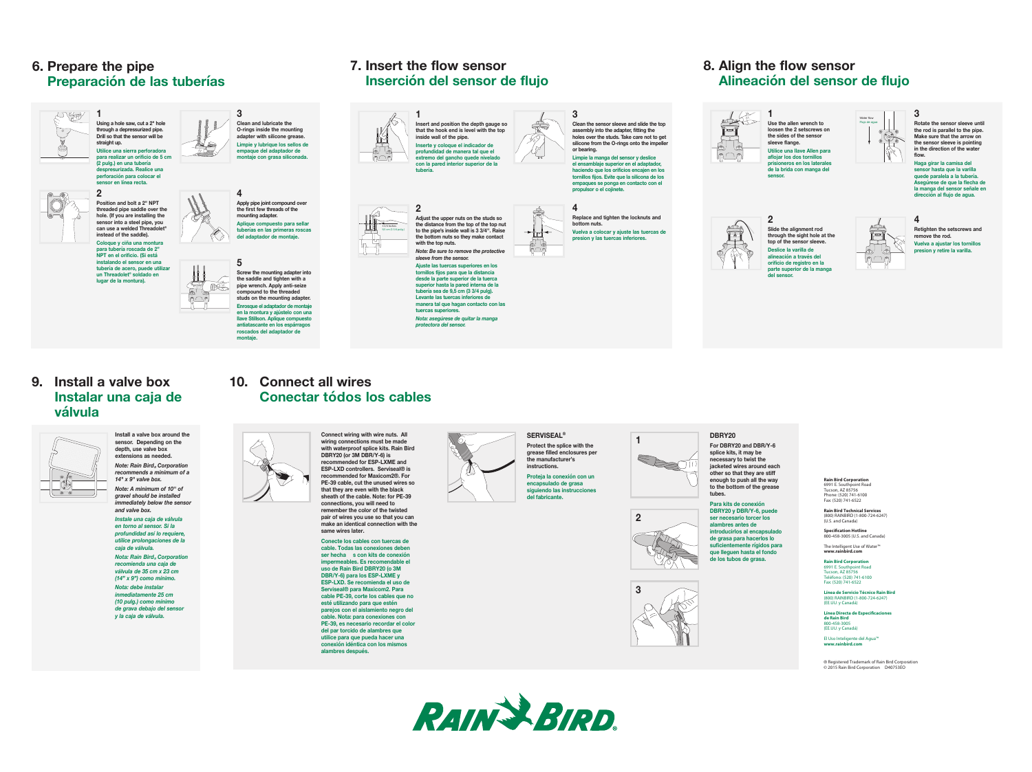## 6. Prepare the pipe
## Preparación de las tuberías

**1**

**Using a hole saw, cut a 2" hole through a depressurized pipe. Drill so that the sensor will be straight up.**

**Utilice una sierra perforadora para realizar un orificio de 5 cm (2 pulg.) en una tubería despresurizada. Realice una perforación para colocar el sensor en línea recta.**

**2**

**Position and bolt a 2" NPT threaded pipe saddle over the hole. (If you are installing the sensor into a steel pipe, you can use a welded Threadolet® instead of the saddle).**

**Coloque y ciña una montura para tubería roscada de 2" NPT en el orificio. (Si está instalando el sensor en una tubería de acero, puede utilizar un Threadolet® soldado en lugar de la montura).**

**3**

**Clean and lubricate the O-rings inside the mounting adapter with silicone grease.**

**Limpie y lubrique los sellos de empaque del adaptador de montaje con grasa siliconada.**

**4**

**Apply pipe joint compound over the first few threads of the mounting adapter.**

**Aplique compuesto para sellar tuberías en las primeras roscas del adaptador de montaje.**

**5**

**Screw the mounting adapter into the saddle and tighten with a pipe wrench. Apply anti-seize compound to the threaded studs on the mounting adapter.**

**Enrosque el adaptador de montaje en la montura y ajústelo con una llave Stillson. Aplique compuesto antiatascante en los espárragos roscados del adaptador de montaje.**

## 7. Insert the flow sensor
## Inserción del sensor de flujo

**1**

**Insert and position the depth gauge so that the hook end is level with the top inside wall of the pipe.**

**Inserte y coloque el indicador de profundidad de manera tal que el extremo del gancho quede nivelado con la pared interior superior de la tubería.**

**2**

**Adjust the upper nuts on the studs so the distance from the top of the top nut to the pipe's inside wall is 3 3/4". Raise the bottom nuts so they make contact with the top nuts.**

***Note: Be sure to remove the protective sleeve from the sensor.***

**Ajuste las tuercas superiores en los tornillos fijos para que la distancia desde la parte superior de la tuerca superior hasta la pared interna de la tubería sea de 9,5 cm (3 3/4 pulg). Levante las tuercas inferiores de manera tal que hagan contacto con las tuercas superiores.**

***Nota: asegúrese de quitar la manga protectora del sensor.***

**3**

**Clean the sensor sleeve and slide the top assembly into the adapter, fitting the holes over the studs. Take care not to get silicone from the O-rings onto the impeller or bearing.**

**Limpie la manga del sensor y deslice el ensamblaje superior en el adaptador, haciendo que los orificios encajen en los tornillos fijos. Evite que la silicona de los empaques se ponga en contacto con el propulsor o el cojinete.**

**4**

**Replace and tighten the locknuts and bottom nuts.**

**Vuelva a colocar y ajuste las tuercas de presion y las tuercas inferiores.**

## 8. Align the flow sensor
## Alineación del sensor de flujo

**1**

**Use the allen wrench to loosen the 2 setscrews on the sides of the sensor sleeve flange.**

**Utilice una llave Allen para aflojar los dos tornillos prisioneros en los laterales de la brida con manga del sensor.**

**2**

**Slide the alignment rod through the sight hole at the top of the sensor sleeve.**

**Deslice la varilla de alineación a través del orificio de registro en la parte superior de la manga del sensor.**

**3**

Water flow
Flujo de agua

**Rotate the sensor sleeve until the rod is parallel to the pipe. Make sure that the arrow on the sensor sleeve is pointing in the direction of the water flow.**

**Haga girar la camisa del sensor hasta que la varilla quede paralela a la tubería. Asegúrese de que la flecha de la manga del sensor señale en dirección al flujo de agua.**

**4**

**Retighten the setscrews and remove the rod.**

**Vuelva a ajustar los tornillos presion y retire la varilla.**

## 9. Install a valve box
## Instalar una caja de válvula

**Install a valve box around the sensor. Depending on the depth, use valve box extensions as needed.**

***Note: Rain Bird® Corporation recommends a minimum of a 14" x 9" valve box.***

***Note: A minimum of 10" of gravel should be installed immediately below the sensor and valve box.***

***Instale una caja de válvula en torno al sensor. Si la profundidad así lo requiere, utilice prolongaciones de la caja de válvula.***

***Nota: Rain Bird® Corporation recomienda una caja de válvula de 35 cm x 23 cm (14" x 9") como mínimo.***

***Nota: debe instalar inmediatamente 25 cm (10 pulg.) como mínimo de grava debajo del sensor y la caja de válvula.***

## 10. Connect all wires
## Conectar tódos los cables

**Connect wiring with wire nuts. All wiring connections must be made with waterproof splice kits. Rain Bird DBRY20 (or 3M DBR/Y-6) is recommended for ESP-LXME and ESP-LXD controllers. Serviseal® is recommended for Maxicom2®. For PE-39 cable, cut the unused wires so that they are even with the black sheath of the cable. Note: for PE-39 connections, you will need to remember the color of the twisted pair of wires you use so that you can make an identical connection with the same wires later.**

**Conecte los cables con tuercas de cable. Todas las conexiones deben ser hecha s con kits de conexión impermeables. Es recomendable el uso de Rain Bird DBRY20 (o 3M DBR/Y-6) para los ESP-LXME y ESP-LXD. Se recomienda el uso de Serviseal® para Maxicom2. Para cable PE-39, corte los cables que no esté utilizando para que estén parejos con el aislamiento negro del cable. Nota: para conexiones con PE-39, es necesario recordar el color del par torcido de alambres que utilice para que pueda hacer una conexión idéntica con los mismos alambres después.**

**SERVISEAL®**

**Protect the splice with the grease filled enclosures per the manufacturer's instructions.**

**Proteja la conexión con un encapsulado de grasa siguiendo las instrucciones del fabricante.**

**DBRY20**

**1**

**2**

**3**

**For DBRY20 and DBR/Y-6 splice kits, it may be necessary to twist the jacketed wires around each other so that they are stiff enough to push all the way to the bottom of the grease tubes.**

**Para kits de conexión DBRY20 y DBR/Y-6, puede ser necesario torcer los alambres antes de introducirlos al encapsulado de grasa para hacerlos lo suficientemente rígidos para que lleguen hasta el fondo de los tubos de grasa.**

**Rain Bird Corporation**
6991 E. Southpoint Road
Tucson, AZ 85756
Phone: (520) 741-6100
Fax: (520) 741-6522

**Rain Bird Technical Services**
(800) RAINBIRD (1-800-724-6247)
(U.S. and Canada)

**Specification Hotline**
800-458-3005 (U.S. and Canada)

The Intelligent Use of Water™
**www.rainbird.com**

**Rain Bird Corporation**
6991 E. Southpoint Road
Tucson, AZ 85756
Teléfono: (520) 741-6100
Fax: (520) 741-6522

**Línea de Servicio Técnico Rain Bird**
(800) RAINBIRD (1-800-724-6247)
(EE.UU. y Canadá)

**Línea Directa de Especificaciones de Rain Bird**
800-458-3005
(EE.UU. y Canadá)

El Uso Inteligente del Agua™
**www.rainbird.com**

® Registered Trademark of Rain Bird Corporation
© 2015 Rain Bird Corporation D40753EO

RAIN BIRD